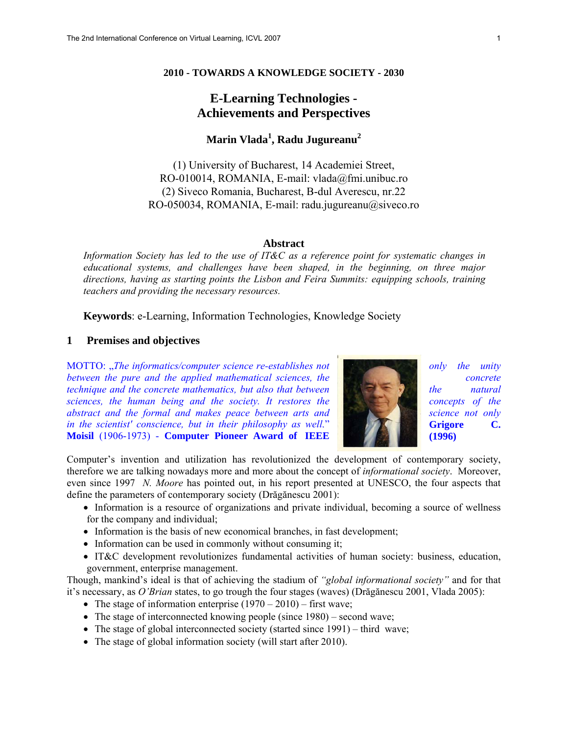**2010 - TOWARDS A KNOWLEDGE SOCIETY - 2030**

# E-Learning Technologies - Achievements and Perspectives

**Marin Vlada[1], Radu Jugureanu[2]**

(1) University of Bucharest, 14 Academiei Street,
RO-010014, ROMANIA, E-mail: vlada@fmi.unibuc.ro
(2) Siveco Romania, Bucharest, B-dul Averescu, nr.22
RO-050034, ROMANIA, E-mail: radu.jugureanu@siveco.ro

## Abstract

*Information Society has led to the use of IT&C as a reference point for systematic changes in educational systems, and challenges have been shaped, in the beginning, on three major directions, having as starting points the Lisbon and Feira Summits: equipping schools, training teachers and providing the necessary resources.*

**Keywords**: e-Learning, Information Technologies, Knowledge Society

## 1 Premises and objectives

MOTTO: „*The informatics/computer science re-establishes not only the unity between the pure and the applied mathematical sciences, the concrete technique and the concrete mathematics, but also that between the natural sciences, the human being and the society. It restores the concepts of the abstract and the formal and makes peace between arts and science not only in the scientist' conscience, but in their philosophy as well.*" **Grigore C. Moisil** (1906-1973) - **Computer Pioneer Award of IEEE (1996)**

Computer's invention and utilization has revolutionized the development of contemporary society, therefore we are talking nowadays more and more about the concept of *informational society*. Moreover, even since 1997 *N. Moore* has pointed out, in his report presented at UNESCO, the four aspects that define the parameters of contemporary society (Drăgănescu 2001):

- Information is a resource of organizations and private individual, becoming a source of wellness for the company and individual;
- Information is the basis of new economical branches, in fast development;
- Information can be used in commonly without consuming it;
- IT&C development revolutionizes fundamental activities of human society: business, education, government, enterprise management.

Though, mankind's ideal is that of achieving the stadium of *"global informational society"* and for that it's necessary, as *O'Brian* states, to go trough the four stages (waves) (Drăgănescu 2001, Vlada 2005):

- The stage of information enterprise (1970 – 2010) – first wave;
- The stage of interconnected knowing people (since 1980) – second wave;
- The stage of global interconnected society (started since 1991) – third wave;
- The stage of global information society (will start after 2010).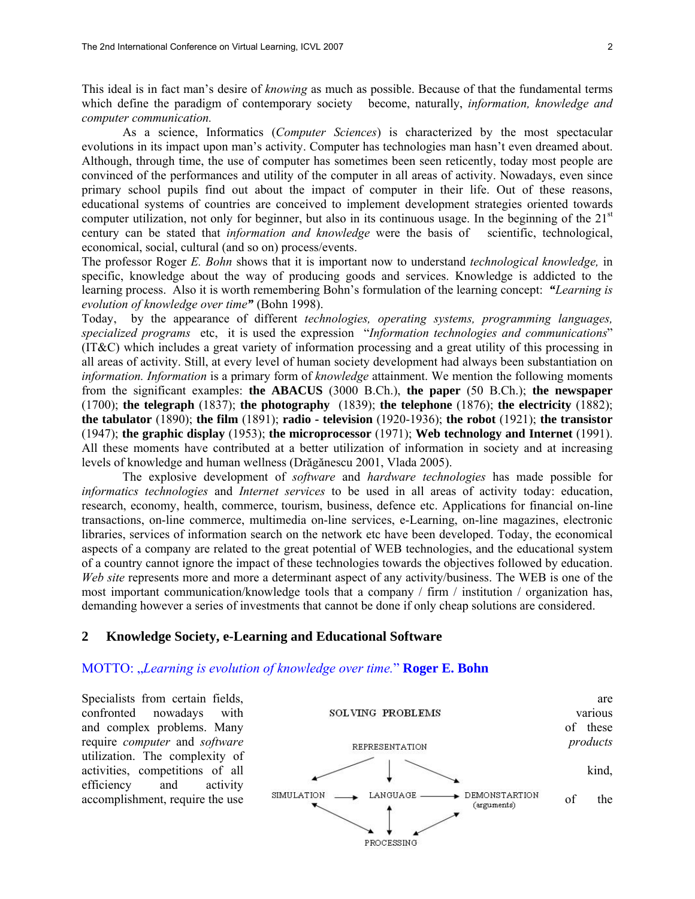This ideal is in fact man's desire of *knowing* as much as possible. Because of that the fundamental terms which define the paradigm of contemporary society become, naturally, *information, knowledge and computer communication.*

As a science, Informatics (*Computer Sciences*) is characterized by the most spectacular evolutions in its impact upon man's activity. Computer has technologies man hasn't even dreamed about. Although, through time, the use of computer has sometimes been seen reticently, today most people are convinced of the performances and utility of the computer in all areas of activity. Nowadays, even since primary school pupils find out about the impact of computer in their life. Out of these reasons, educational systems of countries are conceived to implement development strategies oriented towards computer utilization, not only for beginner, but also in its continuous usage. In the beginning of the 21st century can be stated that *information and knowledge* were the basis of scientific, technological, economical, social, cultural (and so on) process/events.

The professor Roger *E. Bohn* shows that it is important now to understand *technological knowledge,* in specific, knowledge about the way of producing goods and services. Knowledge is addicted to the learning process. Also it is worth remembering Bohn's formulation of the learning concept: ***"****Learning is evolution of knowledge over time****"*** (Bohn 1998).

Today, by the appearance of different *technologies, operating systems, programming languages, specialized programs* etc, it is used the expression "*Information technologies and communications*" (IT&C) which includes a great variety of information processing and a great utility of this processing in all areas of activity. Still, at every level of human society development had always been substantiation on *information. Information* is a primary form of *knowledge* attainment. We mention the following moments from the significant examples: **the ABACUS** (3000 B.Ch.), **the paper** (50 B.Ch.); **the newspaper** (1700); **the telegraph** (1837); **the photography** (1839); **the telephone** (1876); **the electricity** (1882); **the tabulator** (1890); **the film** (1891); **radio - television** (1920-1936); **the robot** (1921); **the transistor** (1947); **the graphic display** (1953); **the microprocessor** (1971); **Web technology and Internet** (1991). All these moments have contributed at a better utilization of information in society and at increasing levels of knowledge and human wellness (Drăgănescu 2001, Vlada 2005).

The explosive development of *software* and *hardware technologies* has made possible for *informatics technologies* and *Internet services* to be used in all areas of activity today: education, research, economy, health, commerce, tourism, business, defence etc. Applications for financial on-line transactions, on-line commerce, multimedia on-line services, e-Learning, on-line magazines, electronic libraries, services of information search on the network etc have been developed. Today, the economical aspects of a company are related to the great potential of WEB technologies, and the educational system of a country cannot ignore the impact of these technologies towards the objectives followed by education. *Web site* represents more and more a determinant aspect of any activity/business. The WEB is one of the most important communication/knowledge tools that a company / firm / institution / organization has, demanding however a series of investments that cannot be done if only cheap solutions are considered.

## 2 Knowledge Society, e-Learning and Educational Software

MOTTO: „*Learning is evolution of knowledge over time.*" **Roger E. Bohn**

Specialists from certain fields, are confronted nowadays with various and complex problems. Many of these require *computer* and *software* *products* utilization. The complexity of activities, competitions of all kind, efficiency and activity accomplishment, require the use of the

SOLVING PROBLEMS

REPRESENTATION

SIMULATION → LANGUAGE → DEMONSTARTION (arguments)

PROCESSING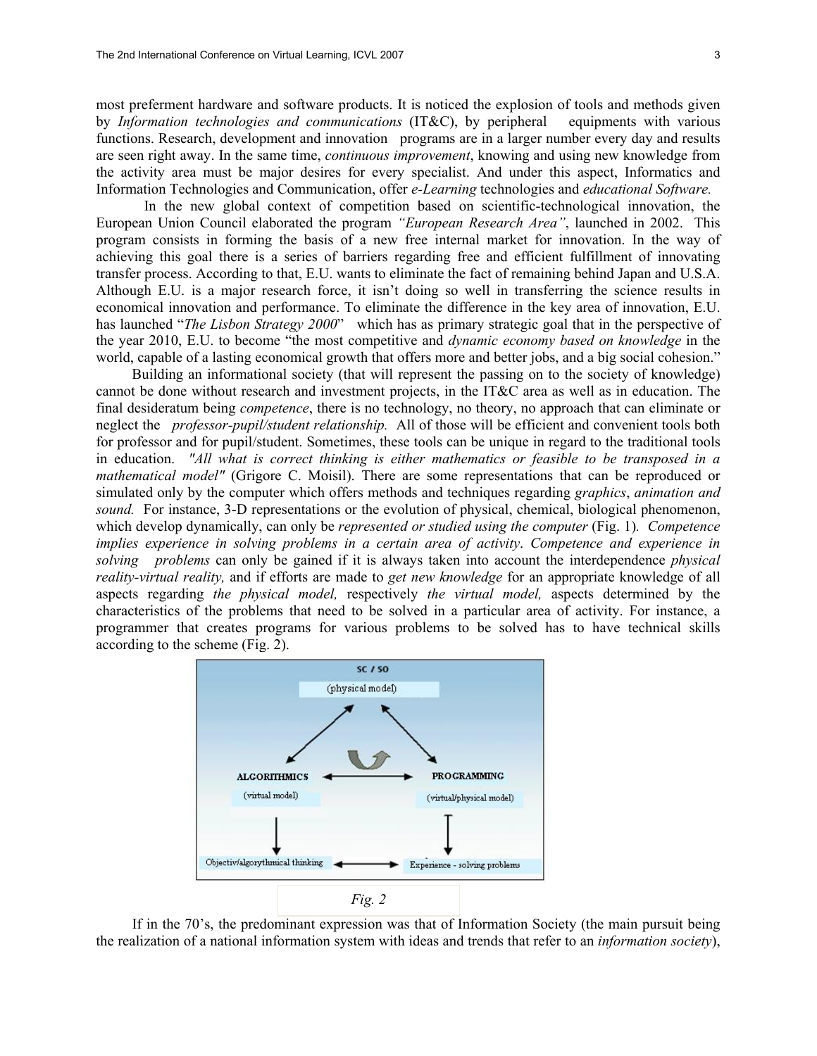most preferment hardware and software products. It is noticed the explosion of tools and methods given by *Information technologies and communications* (IT&C), by peripheral equipments with various functions. Research, development and innovation programs are in a larger number every day and results are seen right away. In the same time, *continuous improvement*, knowing and using new knowledge from the activity area must be major desires for every specialist. And under this aspect, Informatics and Information Technologies and Communication, offer *e-Learning* technologies and *educational Software.*

In the new global context of competition based on scientific-technological innovation, the European Union Council elaborated the program *"European Research Area"*, launched in 2002. This program consists in forming the basis of a new free internal market for innovation. In the way of achieving this goal there is a series of barriers regarding free and efficient fulfillment of innovating transfer process. According to that, E.U. wants to eliminate the fact of remaining behind Japan and U.S.A. Although E.U. is a major research force, it isn't doing so well in transferring the science results in economical innovation and performance. To eliminate the difference in the key area of innovation, E.U. has launched "*The Lisbon Strategy 2000*" which has as primary strategic goal that in the perspective of the year 2010, E.U. to become "the most competitive and *dynamic economy based on knowledge* in the world, capable of a lasting economical growth that offers more and better jobs, and a big social cohesion."

Building an informational society (that will represent the passing on to the society of knowledge) cannot be done without research and investment projects, in the IT&C area as well as in education. The final desideratum being *competence*, there is no technology, no theory, no approach that can eliminate or neglect the *professor-pupil/student relationship.* All of those will be efficient and convenient tools both for professor and for pupil/student. Sometimes, these tools can be unique in regard to the traditional tools in education. *"All what is correct thinking is either mathematics or feasible to be transposed in a mathematical model"* (Grigore C. Moisil). There are some representations that can be reproduced or simulated only by the computer which offers methods and techniques regarding *graphics*, *animation and sound.* For instance, 3-D representations or the evolution of physical, chemical, biological phenomenon, which develop dynamically, can only be *represented or studied using the computer* (Fig. 1). *Competence implies experience in solving problems in a certain area of activity*. *Competence and experience in solving problems* can only be gained if it is always taken into account the interdependence *physical reality-virtual reality,* and if efforts are made to *get new knowledge* for an appropriate knowledge of all aspects regarding *the physical model,* respectively *the virtual model,* aspects determined by the characteristics of the problems that need to be solved in a particular area of activity. For instance, a programmer that creates programs for various problems to be solved has to have technical skills according to the scheme (Fig. 2).

SC / SO (physical model)

ALGORITHMICS (virtual model) ↔ PROGRAMMING (virtual/physical model)

Objectiv/algorythmical thinking ↔ Experience - solving problems

*Fig. 2*

If in the 70's, the predominant expression was that of Information Society (the main pursuit being the realization of a national information system with ideas and trends that refer to an *information society*),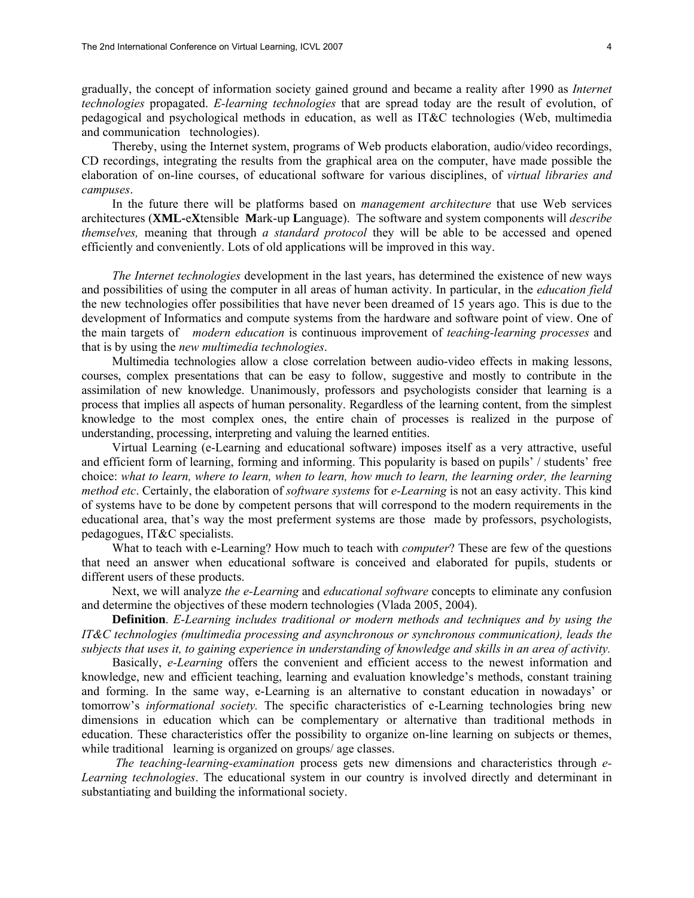gradually, the concept of information society gained ground and became a reality after 1990 as *Internet technologies* propagated. *E-learning technologies* that are spread today are the result of evolution, of pedagogical and psychological methods in education, as well as IT&C technologies (Web, multimedia and communication technologies).

Thereby, using the Internet system, programs of Web products elaboration, audio/video recordings, CD recordings, integrating the results from the graphical area on the computer, have made possible the elaboration of on-line courses, of educational software for various disciplines, of *virtual libraries and campuses*.

In the future there will be platforms based on *management architecture* that use Web services architectures (**XML**-e**X**tensible **M**ark-up **L**anguage). The software and system components will *describe themselves,* meaning that through *a standard protocol* they will be able to be accessed and opened efficiently and conveniently. Lots of old applications will be improved in this way.

*The Internet technologies* development in the last years, has determined the existence of new ways and possibilities of using the computer in all areas of human activity. In particular, in the *education field* the new technologies offer possibilities that have never been dreamed of 15 years ago. This is due to the development of Informatics and compute systems from the hardware and software point of view. One of the main targets of *modern education* is continuous improvement of *teaching-learning processes* and that is by using the *new multimedia technologies*.

Multimedia technologies allow a close correlation between audio-video effects in making lessons, courses, complex presentations that can be easy to follow, suggestive and mostly to contribute in the assimilation of new knowledge. Unanimously, professors and psychologists consider that learning is a process that implies all aspects of human personality. Regardless of the learning content, from the simplest knowledge to the most complex ones, the entire chain of processes is realized in the purpose of understanding, processing, interpreting and valuing the learned entities.

Virtual Learning (e-Learning and educational software) imposes itself as a very attractive, useful and efficient form of learning, forming and informing. This popularity is based on pupils' / students' free choice: *what to learn, where to learn, when to learn, how much to learn, the learning order, the learning method etc*. Certainly, the elaboration of *software systems* for *e-Learning* is not an easy activity. This kind of systems have to be done by competent persons that will correspond to the modern requirements in the educational area, that's way the most preferment systems are those made by professors, psychologists, pedagogues, IT&C specialists.

What to teach with e-Learning? How much to teach with *computer*? These are few of the questions that need an answer when educational software is conceived and elaborated for pupils, students or different users of these products.

Next, we will analyze *the e-Learning* and *educational software* concepts to eliminate any confusion and determine the objectives of these modern technologies (Vlada 2005, 2004).

**Definition**. *E-Learning includes traditional or modern methods and techniques and by using the IT&C technologies (multimedia processing and asynchronous or synchronous communication), leads the subjects that uses it, to gaining experience in understanding of knowledge and skills in an area of activity.*

Basically, *e-Learning* offers the convenient and efficient access to the newest information and knowledge, new and efficient teaching, learning and evaluation knowledge's methods, constant training and forming. In the same way, e-Learning is an alternative to constant education in nowadays' or tomorrow's *informational society.* The specific characteristics of e-Learning technologies bring new dimensions in education which can be complementary or alternative than traditional methods in education. These characteristics offer the possibility to organize on-line learning on subjects or themes, while traditional learning is organized on groups/ age classes.

*The teaching-learning-examination* process gets new dimensions and characteristics through *e-Learning technologies*. The educational system in our country is involved directly and determinant in substantiating and building the informational society.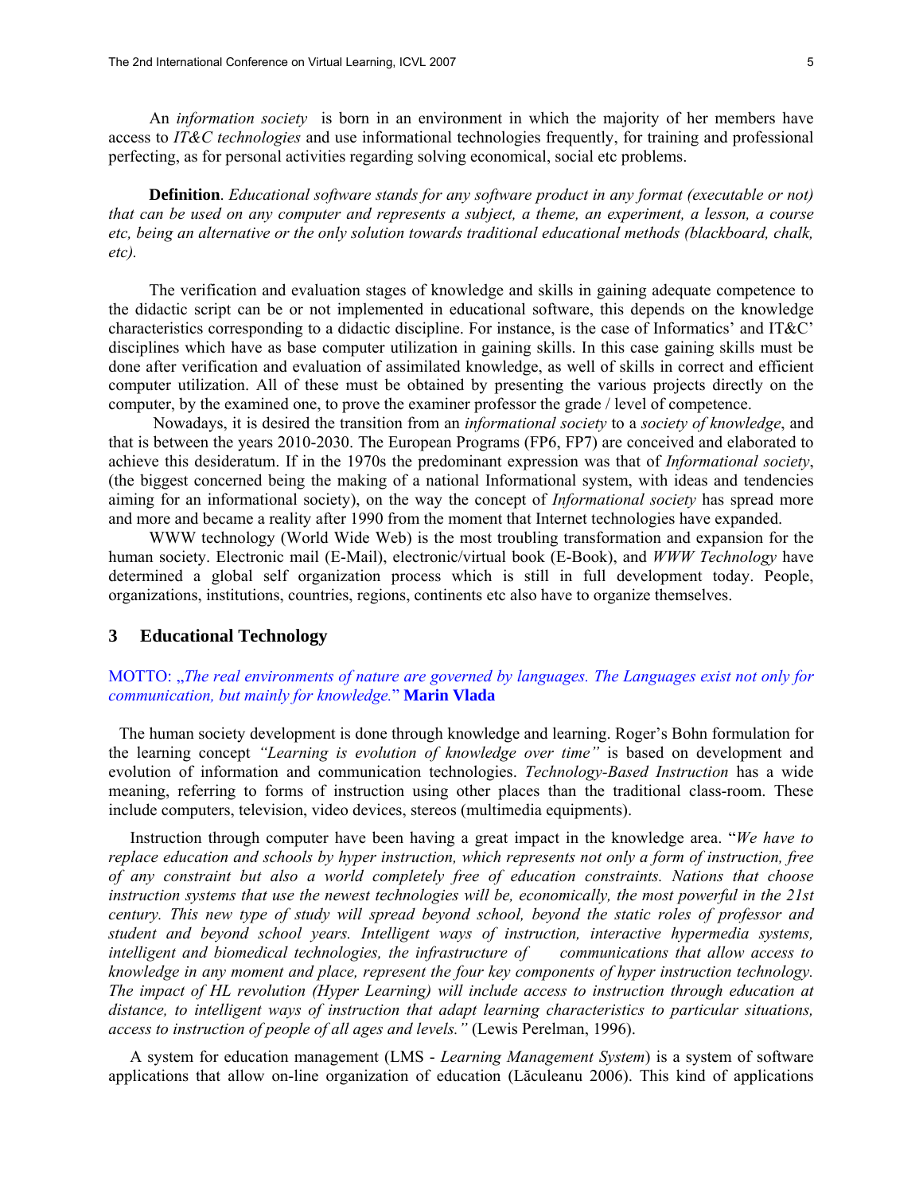An *information society* is born in an environment in which the majority of her members have access to *IT&C technologies* and use informational technologies frequently, for training and professional perfecting, as for personal activities regarding solving economical, social etc problems.

**Definition**. *Educational software stands for any software product in any format (executable or not) that can be used on any computer and represents a subject, a theme, an experiment, a lesson, a course etc, being an alternative or the only solution towards traditional educational methods (blackboard, chalk, etc).*

The verification and evaluation stages of knowledge and skills in gaining adequate competence to the didactic script can be or not implemented in educational software, this depends on the knowledge characteristics corresponding to a didactic discipline. For instance, is the case of Informatics' and IT&C' disciplines which have as base computer utilization in gaining skills. In this case gaining skills must be done after verification and evaluation of assimilated knowledge, as well of skills in correct and efficient computer utilization. All of these must be obtained by presenting the various projects directly on the computer, by the examined one, to prove the examiner professor the grade / level of competence.

Nowadays, it is desired the transition from an *informational society* to a *society of knowledge*, and that is between the years 2010-2030. The European Programs (FP6, FP7) are conceived and elaborated to achieve this desideratum. If in the 1970s the predominant expression was that of *Informational society*, (the biggest concerned being the making of a national Informational system, with ideas and tendencies aiming for an informational society), on the way the concept of *Informational society* has spread more and more and became a reality after 1990 from the moment that Internet technologies have expanded.

WWW technology (World Wide Web) is the most troubling transformation and expansion for the human society. Electronic mail (E-Mail), electronic/virtual book (E-Book), and *WWW Technology* have determined a global self organization process which is still in full development today. People, organizations, institutions, countries, regions, continents etc also have to organize themselves.

## 3 Educational Technology

MOTTO: „*The real environments of nature are governed by languages. The Languages exist not only for communication, but mainly for knowledge.*" **Marin Vlada**

The human society development is done through knowledge and learning. Roger's Bohn formulation for the learning concept *"Learning is evolution of knowledge over time"* is based on development and evolution of information and communication technologies. *Technology-Based Instruction* has a wide meaning, referring to forms of instruction using other places than the traditional class-room. These include computers, television, video devices, stereos (multimedia equipments).

Instruction through computer have been having a great impact in the knowledge area. "*We have to replace education and schools by hyper instruction, which represents not only a form of instruction, free of any constraint but also a world completely free of education constraints. Nations that choose instruction systems that use the newest technologies will be, economically, the most powerful in the 21st century. This new type of study will spread beyond school, beyond the static roles of professor and student and beyond school years. Intelligent ways of instruction, interactive hypermedia systems, intelligent and biomedical technologies, the infrastructure of communications that allow access to knowledge in any moment and place, represent the four key components of hyper instruction technology. The impact of HL revolution (Hyper Learning) will include access to instruction through education at distance, to intelligent ways of instruction that adapt learning characteristics to particular situations, access to instruction of people of all ages and levels."* (Lewis Perelman, 1996).

A system for education management (LMS - *Learning Management System*) is a system of software applications that allow on-line organization of education (Lăculeanu 2006). This kind of applications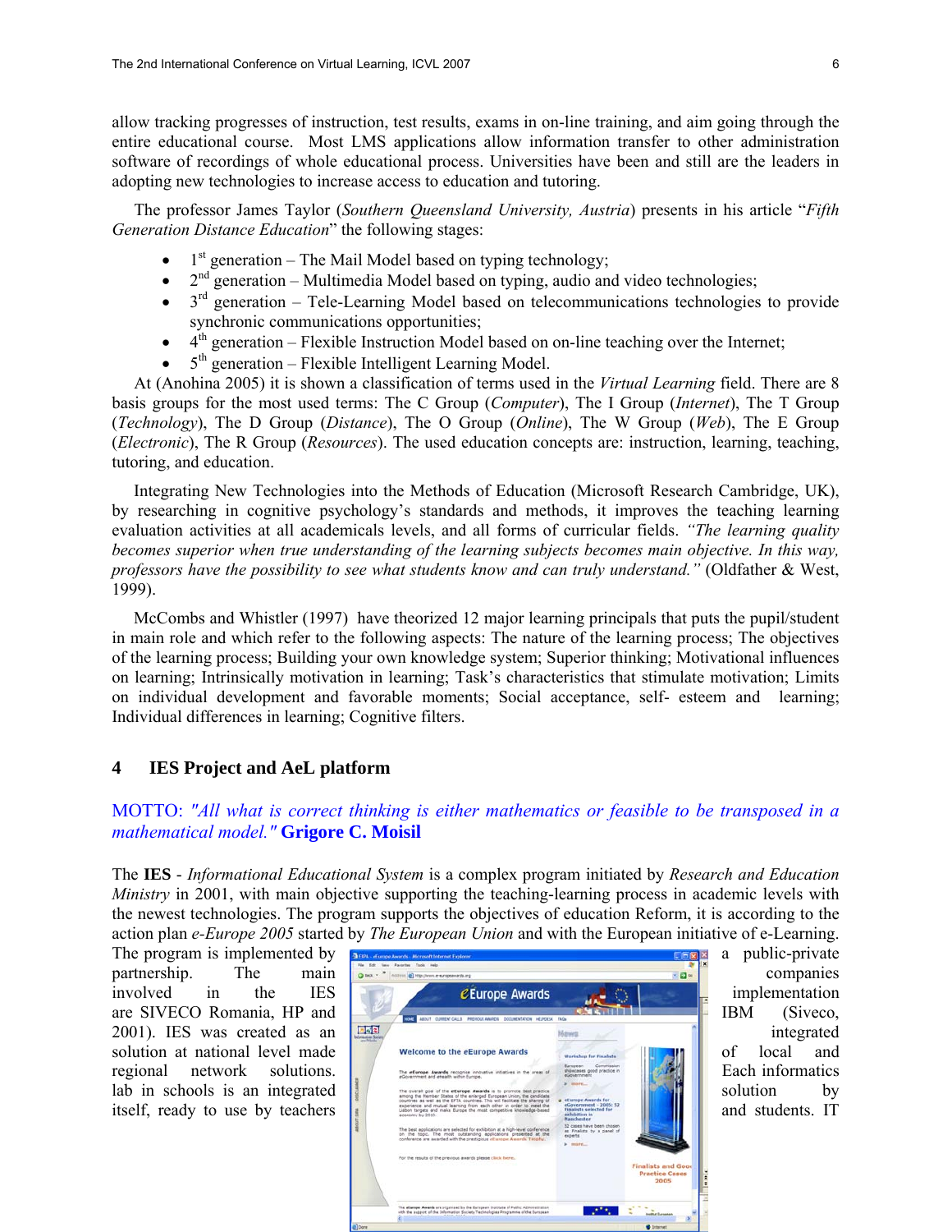allow tracking progresses of instruction, test results, exams in on-line training, and aim going through the entire educational course. Most LMS applications allow information transfer to other administration software of recordings of whole educational process. Universities have been and still are the leaders in adopting new technologies to increase access to education and tutoring.

The professor James Taylor (*Southern Queensland University, Austria*) presents in his article "*Fifth Generation Distance Education*" the following stages:

- 1st generation – The Mail Model based on typing technology;
- 2nd generation – Multimedia Model based on typing, audio and video technologies;
- 3rd generation – Tele-Learning Model based on telecommunications technologies to provide synchronic communications opportunities;
- 4th generation – Flexible Instruction Model based on on-line teaching over the Internet;
- 5th generation – Flexible Intelligent Learning Model.

At (Anohina 2005) it is shown a classification of terms used in the *Virtual Learning* field. There are 8 basis groups for the most used terms: The C Group (*Computer*), The I Group (*Internet*), The T Group (*Technology*), The D Group (*Distance*), The O Group (*Online*), The W Group (*Web*), The E Group (*Electronic*), The R Group (*Resources*). The used education concepts are: instruction, learning, teaching, tutoring, and education.

Integrating New Technologies into the Methods of Education (Microsoft Research Cambridge, UK), by researching in cognitive psychology's standards and methods, it improves the teaching learning evaluation activities at all academicals levels, and all forms of curricular fields. *"The learning quality becomes superior when true understanding of the learning subjects becomes main objective. In this way, professors have the possibility to see what students know and can truly understand."* (Oldfather & West, 1999).

McCombs and Whistler (1997) have theorized 12 major learning principals that puts the pupil/student in main role and which refer to the following aspects: The nature of the learning process; The objectives of the learning process; Building your own knowledge system; Superior thinking; Motivational influences on learning; Intrinsically motivation in learning; Task's characteristics that stimulate motivation; Limits on individual development and favorable moments; Social acceptance, self- esteem and learning; Individual differences in learning; Cognitive filters.

## 4 IES Project and AeL platform

MOTTO: *"All what is correct thinking is either mathematics or feasible to be transposed in a mathematical model."* **Grigore C. Moisil**

The **IES** - *Informational Educational System* is a complex program initiated by *Research and Education Ministry* in 2001, with main objective supporting the teaching-learning process in academic levels with the newest technologies. The program supports the objectives of education Reform, it is according to the action plan *e-Europe 2005* started by *The European Union* and with the European initiative of e-Learning. The program is implemented by a public-private partnership. The main companies involved in the IES implementation are SIVECO Romania, HP and IBM (Siveco, 2001). IES was created as an integrated solution at national level made of local and regional network solutions. Each informatics lab in schools is an integrated solution by itself, ready to use by teachers and students. IT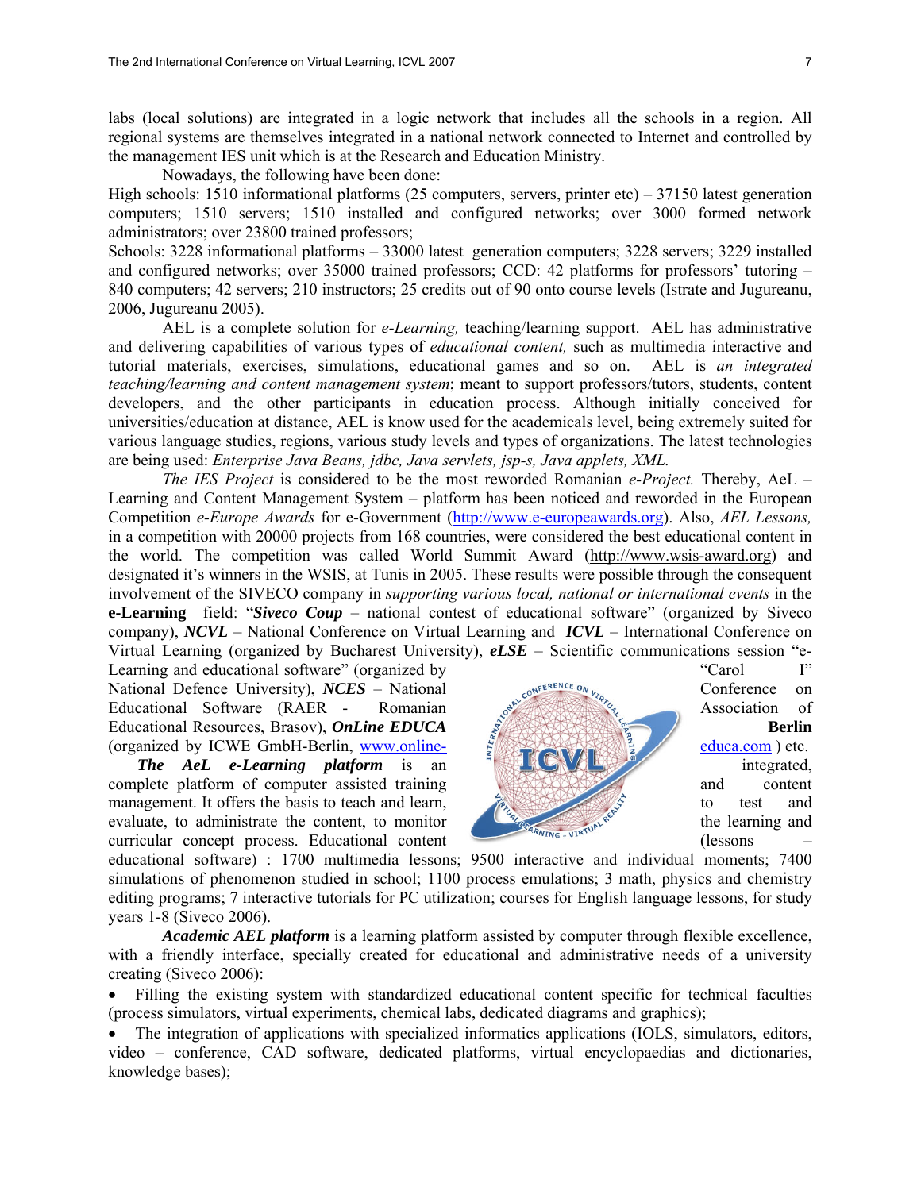labs (local solutions) are integrated in a logic network that includes all the schools in a region. All regional systems are themselves integrated in a national network connected to Internet and controlled by the management IES unit which is at the Research and Education Ministry.

Nowadays, the following have been done:

High schools: 1510 informational platforms (25 computers, servers, printer etc) – 37150 latest generation computers; 1510 servers; 1510 installed and configured networks; over 3000 formed network administrators; over 23800 trained professors;

Schools: 3228 informational platforms – 33000 latest generation computers; 3228 servers; 3229 installed and configured networks; over 35000 trained professors; CCD: 42 platforms for professors' tutoring – 840 computers; 42 servers; 210 instructors; 25 credits out of 90 onto course levels (Istrate and Jugureanu, 2006, Jugureanu 2005).

AEL is a complete solution for *e-Learning,* teaching/learning support. AEL has administrative and delivering capabilities of various types of *educational content,* such as multimedia interactive and tutorial materials, exercises, simulations, educational games and so on. AEL is *an integrated teaching/learning and content management system*; meant to support professors/tutors, students, content developers, and the other participants in education process. Although initially conceived for universities/education at distance, AEL is know used for the academicals level, being extremely suited for various language studies, regions, various study levels and types of organizations. The latest technologies are being used: *Enterprise Java Beans, jdbc, Java servlets, jsp-s, Java applets, XML.*

*The IES Project* is considered to be the most reworded Romanian *e-Project.* Thereby, AeL – Learning and Content Management System – platform has been noticed and reworded in the European Competition *e-Europe Awards* for e-Government (http://www.e-europeawards.org). Also, *AEL Lessons,* in a competition with 20000 projects from 168 countries, were considered the best educational content in the world. The competition was called World Summit Award (http://www.wsis-award.org) and designated it's winners in the WSIS, at Tunis in 2005. These results were possible through the consequent involvement of the SIVECO company in *supporting various local, national or international events* in the **e-Learning** field: "***Siveco Coup*** – national contest of educational software" (organized by Siveco company), ***NCVL*** – National Conference on Virtual Learning and ***ICVL*** – International Conference on Virtual Learning (organized by Bucharest University), ***eLSE*** – Scientific communications session "e-Learning and educational software" (organized by "Carol I" National Defence University), ***NCES*** – National Conference on Educational Software (RAER - Romanian Association of Educational Resources, Brasov), ***OnLine EDUCA*** **Berlin** (organized by ICWE GmbH-Berlin, www.online-educa.com ) etc.

***The AeL e-Learning platform*** is an integrated, complete platform of computer assisted training and content management. It offers the basis to teach and learn, to test and evaluate, to administrate the content, to monitor the learning and curricular concept process. Educational content (lessons – educational software) : 1700 multimedia lessons; 9500 interactive and individual moments; 7400 simulations of phenomenon studied in school; 1100 process emulations; 3 math, physics and chemistry editing programs; 7 interactive tutorials for PC utilization; courses for English language lessons, for study years 1-8 (Siveco 2006).

***Academic AEL platform*** is a learning platform assisted by computer through flexible excellence, with a friendly interface, specially created for educational and administrative needs of a university creating (Siveco 2006):

- Filling the existing system with standardized educational content specific for technical faculties (process simulators, virtual experiments, chemical labs, dedicated diagrams and graphics);
- The integration of applications with specialized informatics applications (IOLS, simulators, editors, video – conference, CAD software, dedicated platforms, virtual encyclopaedias and dictionaries, knowledge bases);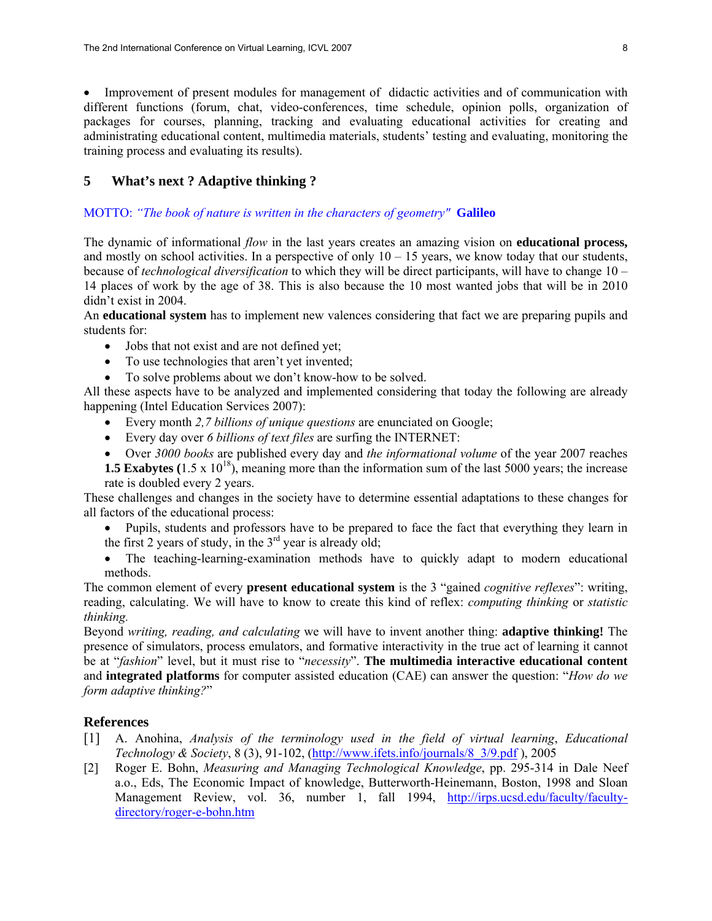- Improvement of present modules for management of didactic activities and of communication with different functions (forum, chat, video-conferences, time schedule, opinion polls, organization of packages for courses, planning, tracking and evaluating educational activities for creating and administrating educational content, multimedia materials, students' testing and evaluating, monitoring the training process and evaluating its results).

## 5 What's next ? Adaptive thinking ?

MOTTO: *"The book of nature is written in the characters of geometry"* **Galileo**

The dynamic of informational *flow* in the last years creates an amazing vision on **educational process,** and mostly on school activities. In a perspective of only 10 – 15 years, we know today that our students, because of *technological diversification* to which they will be direct participants, will have to change 10 – 14 places of work by the age of 38. This is also because the 10 most wanted jobs that will be in 2010 didn't exist in 2004.

An **educational system** has to implement new valences considering that fact we are preparing pupils and students for:

- Jobs that not exist and are not defined yet;
- To use technologies that aren't yet invented;
- To solve problems about we don't know-how to be solved.

All these aspects have to be analyzed and implemented considering that today the following are already happening (Intel Education Services 2007):

- Every month *2,7 billions of unique questions* are enunciated on Google;
- Every day over *6 billions of text files* are surfing the INTERNET:
- Over *3000 books* are published every day and *the informational volume* of the year 2007 reaches **1.5 Exabytes (**$1.5 \times 10^{18}$), meaning more than the information sum of the last 5000 years; the increase rate is doubled every 2 years.

These challenges and changes in the society have to determine essential adaptations to these changes for all factors of the educational process:

- Pupils, students and professors have to be prepared to face the fact that everything they learn in the first 2 years of study, in the 3rd year is already old;
- The teaching-learning-examination methods have to quickly adapt to modern educational methods.

The common element of every **present educational system** is the 3 "gained *cognitive reflexes*": writing, reading, calculating. We will have to know to create this kind of reflex: *computing thinking* or *statistic thinking.*

Beyond *writing, reading, and calculating* we will have to invent another thing: **adaptive thinking!** The presence of simulators, process emulators, and formative interactivity in the true act of learning it cannot be at "*fashion*" level, but it must rise to "*necessity*". **The multimedia interactive educational content** and **integrated platforms** for computer assisted education (CAE) can answer the question: "*How do we form adaptive thinking?*"

## References

[1] A. Anohina, *Analysis of the terminology used in the field of virtual learning*, *Educational Technology & Society*, 8 (3), 91-102, (http://www.ifets.info/journals/8_3/9.pdf ), 2005

[2] Roger E. Bohn, *Measuring and Managing Technological Knowledge*, pp. 295-314 in Dale Neef a.o., Eds, The Economic Impact of knowledge, Butterworth-Heinemann, Boston, 1998 and Sloan Management Review, vol. 36, number 1, fall 1994, http://irps.ucsd.edu/faculty/faculty-directory/roger-e-bohn.htm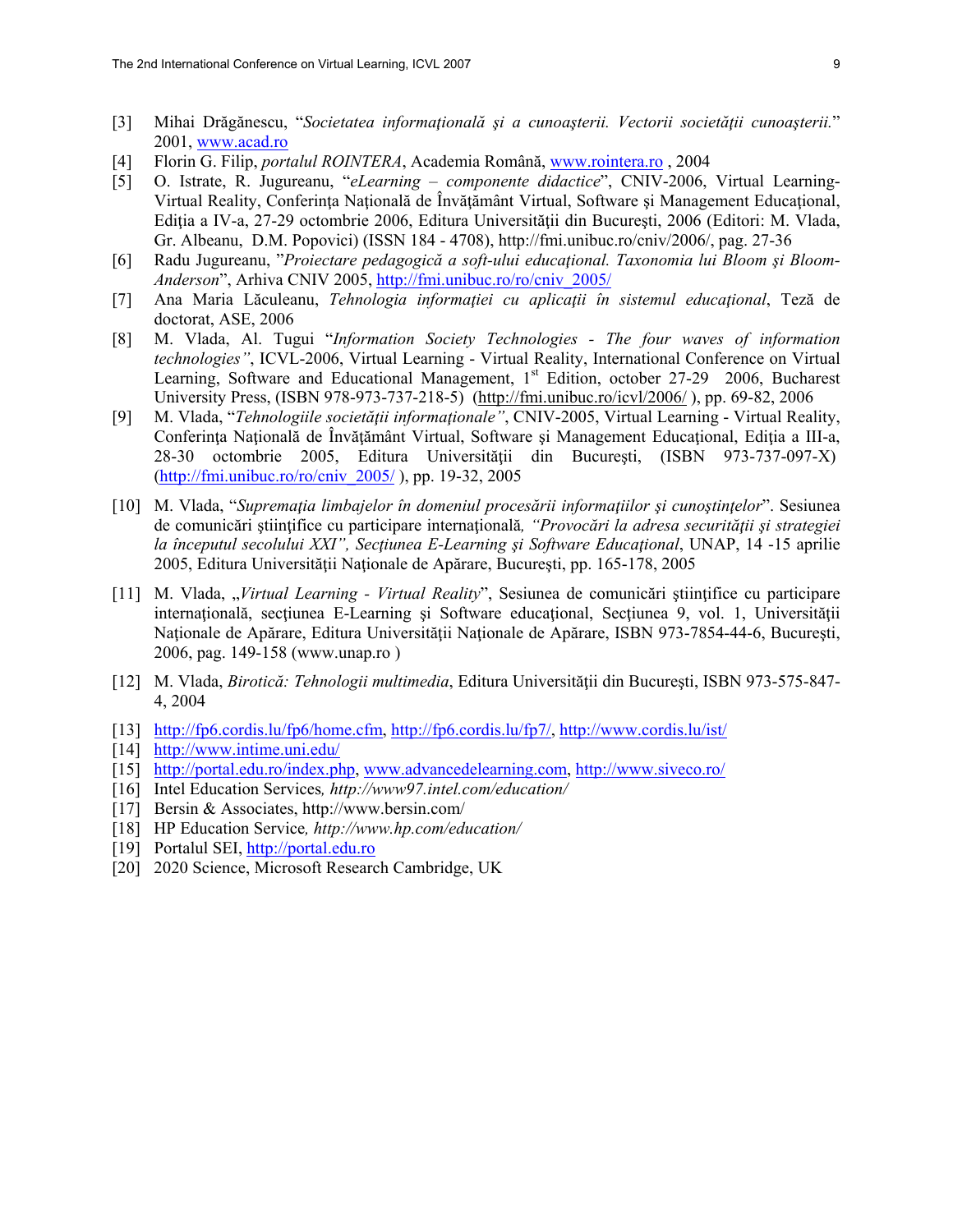[3] Mihai Drăgănescu, "*Societatea informaţională şi a cunoaşterii. Vectorii societăţii cunoaşterii.*" 2001, www.acad.ro

[4] Florin G. Filip, *portalul ROINTERA*, Academia Română, www.rointera.ro , 2004

[5] O. Istrate, R. Jugureanu, "*eLearning – componente didactice*", CNIV-2006, Virtual Learning-Virtual Reality, Conferinţa Naţională de Învăţământ Virtual, Software şi Management Educaţional, Ediţia a IV-a, 27-29 octombrie 2006, Editura Universităţii din Bucureşti, 2006 (Editori: M. Vlada, Gr. Albeanu, D.M. Popovici) (ISSN 184 - 4708), http://fmi.unibuc.ro/cniv/2006/, pag. 27-36

[6] Radu Jugureanu, "*Proiectare pedagogică a soft-ului educaţional. Taxonomia lui Bloom şi Bloom-Anderson*", Arhiva CNIV 2005, http://fmi.unibuc.ro/ro/cniv_2005/

[7] Ana Maria Lăculeanu, *Tehnologia informaţiei cu aplicaţii în sistemul educaţional*, Teză de doctorat, ASE, 2006

[8] M. Vlada, Al. Tugui "*Information Society Technologies - The four waves of information technologies"*, ICVL-2006, Virtual Learning - Virtual Reality, International Conference on Virtual Learning, Software and Educational Management, 1st Edition, october 27-29 2006, Bucharest University Press, (ISBN 978-973-737-218-5) (http://fmi.unibuc.ro/icvl/2006/ ), pp. 69-82, 2006

[9] M. Vlada, "*Tehnologiile societăţii informaţionale"*, CNIV-2005, Virtual Learning - Virtual Reality, Conferinţa Naţională de Învăţământ Virtual, Software şi Management Educaţional, Ediţia a III-a, 28-30 octombrie 2005, Editura Universităţii din Bucureşti, (ISBN 973-737-097-X) (http://fmi.unibuc.ro/ro/cniv_2005/ ), pp. 19-32, 2005

[10] M. Vlada, "*Supremaţia limbajelor în domeniul procesării informaţiilor şi cunoştinţelor*". Sesiunea de comunicări ştiinţifice cu participare internaţională*, "Provocări la adresa securităţii şi strategiei la începutul secolului XXI", Secţiunea E-Learning şi Software Educaţional*, UNAP, 14 -15 aprilie 2005, Editura Universităţii Naţionale de Apărare, Bucureşti, pp. 165-178, 2005

[11] M. Vlada, „*Virtual Learning - Virtual Reality*", Sesiunea de comunicări ştiinţifice cu participare internaţională, secţiunea E-Learning şi Software educaţional, Secţiunea 9, vol. 1, Universităţii Naţionale de Apărare, Editura Universităţii Naţionale de Apărare, ISBN 973-7854-44-6, Bucureşti, 2006, pag. 149-158 (www.unap.ro )

[12] M. Vlada, *Birotică: Tehnologii multimedia*, Editura Universităţii din Bucureşti, ISBN 973-575-847-4, 2004

[13] http://fp6.cordis.lu/fp6/home.cfm, http://fp6.cordis.lu/fp7/, http://www.cordis.lu/ist/

[14] http://www.intime.uni.edu/

[15] http://portal.edu.ro/index.php, www.advancedelearning.com, http://www.siveco.ro/

[16] Intel Education Services*, http://www97.intel.com/education/*

[17] Bersin & Associates, http://www.bersin.com/

[18] HP Education Service*, http://www.hp.com/education/*

[19] Portalul SEI, http://portal.edu.ro

[20] 2020 Science, Microsoft Research Cambridge, UK